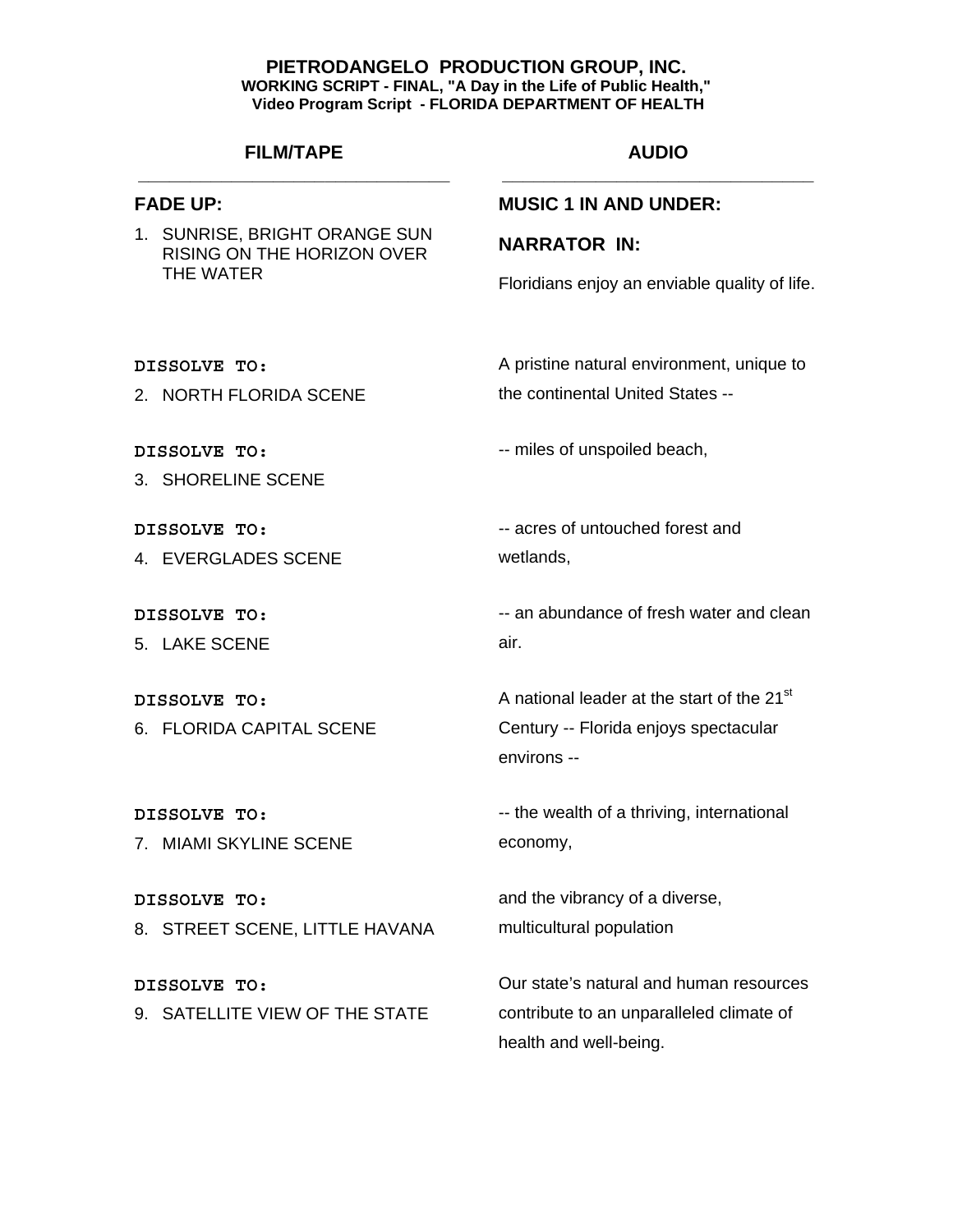**PIETRODANGELO PRODUCTION GROUP, INC.**
**WORKING SCRIPT - FINAL, "A Day in the Life of Public Health,"**
**Video Program Script - FLORIDA DEPARTMENT OF HEALTH**

| FILM/TAPE | AUDIO |
|---|---|
| **FADE UP:** | **MUSIC 1 IN AND UNDER:** |
| 1. SUNRISE, BRIGHT ORANGE SUN RISING ON THE HORIZON OVER THE WATER | **NARRATOR IN:** Floridians enjoy an enviable quality of life. |
| **DISSOLVE TO:** 2. NORTH FLORIDA SCENE | A pristine natural environment, unique to the continental United States -- |
| **DISSOLVE TO:** 3. SHORELINE SCENE | -- miles of unspoiled beach, |
| **DISSOLVE TO:** 4. EVERGLADES SCENE | -- acres of untouched forest and wetlands, |
| **DISSOLVE TO:** 5. LAKE SCENE | -- an abundance of fresh water and clean air. |
| **DISSOLVE TO:** 6. FLORIDA CAPITAL SCENE | A national leader at the start of the 21st Century -- Florida enjoys spectacular environs -- |
| **DISSOLVE TO:** 7. MIAMI SKYLINE SCENE | -- the wealth of a thriving, international economy, |
| **DISSOLVE TO:** 8. STREET SCENE, LITTLE HAVANA | and the vibrancy of a diverse, multicultural population |
| **DISSOLVE TO:** 9. SATELLITE VIEW OF THE STATE | Our state's natural and human resources contribute to an unparalleled climate of health and well-being. |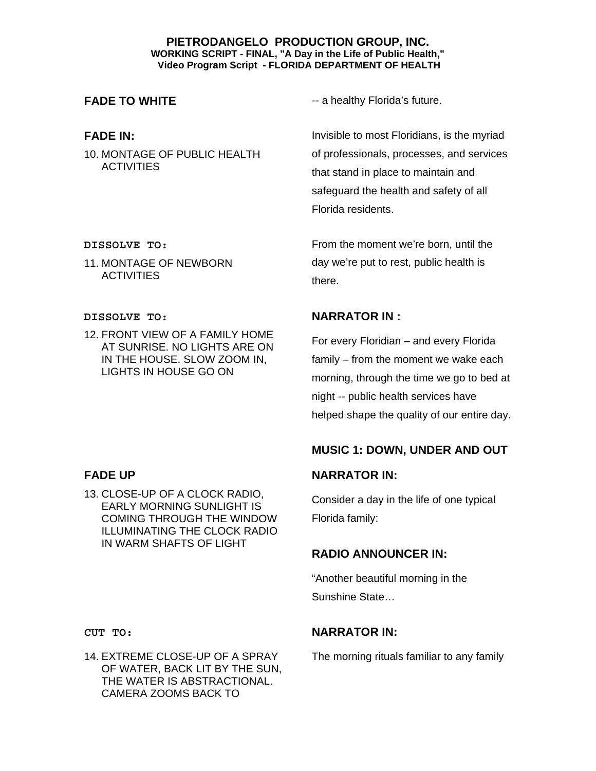**PIETRODANGELO PRODUCTION GROUP, INC.**
**WORKING SCRIPT - FINAL, "A Day in the Life of Public Health,"**
**Video Program Script - FLORIDA DEPARTMENT OF HEALTH**

| | |
|---|---|
| **FADE TO WHITE** | -- a healthy Florida's future. |
| **FADE IN:**<br>10. MONTAGE OF PUBLIC HEALTH ACTIVITIES | Invisible to most Floridians, is the myriad of professionals, processes, and services that stand in place to maintain and safeguard the health and safety of all Florida residents. |
| **DISSOLVE TO:**<br>11. MONTAGE OF NEWBORN ACTIVITIES | From the moment we're born, until the day we're put to rest, public health is there. |
| **DISSOLVE TO:**<br>12. FRONT VIEW OF A FAMILY HOME AT SUNRISE. NO LIGHTS ARE ON IN THE HOUSE. SLOW ZOOM IN, LIGHTS IN HOUSE GO ON | **NARRATOR IN :**<br>For every Floridian – and every Florida family – from the moment we wake each morning, through the time we go to bed at night -- public health services have helped shape the quality of our entire day. |
| | **MUSIC 1: DOWN, UNDER AND OUT** |
| **FADE UP**<br>13. CLOSE-UP OF A CLOCK RADIO, EARLY MORNING SUNLIGHT IS COMING THROUGH THE WINDOW ILLUMINATING THE CLOCK RADIO IN WARM SHAFTS OF LIGHT | **NARRATOR IN:**<br>Consider a day in the life of one typical Florida family:<br><br>**RADIO ANNOUNCER IN:**<br>"Another beautiful morning in the Sunshine State… |
| **CUT TO:**<br>14. EXTREME CLOSE-UP OF A SPRAY OF WATER, BACK LIT BY THE SUN, THE WATER IS ABSTRACTIONAL. CAMERA ZOOMS BACK TO | **NARRATOR IN:**<br>The morning rituals familiar to any family |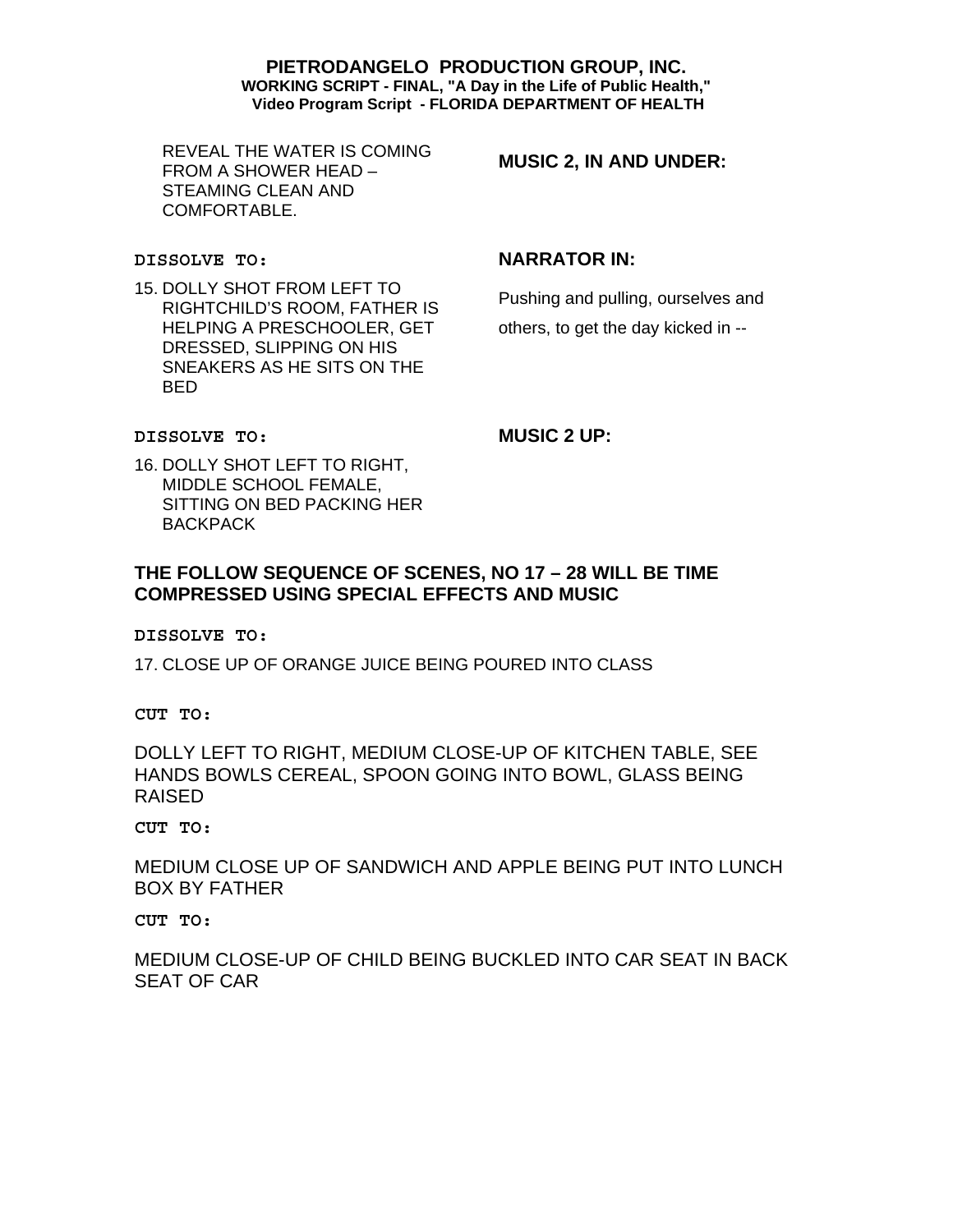| | |
|---|---|
| REVEAL THE WATER IS COMING FROM A SHOWER HEAD – STEAMING CLEAN AND COMFORTABLE. | **MUSIC 2, IN AND UNDER:** |
| **DISSOLVE TO:**<br>15. DOLLY SHOT FROM LEFT TO RIGHTCHILD'S ROOM, FATHER IS HELPING A PRESCHOOLER, GET DRESSED, SLIPPING ON HIS SNEAKERS AS HE SITS ON THE BED | **NARRATOR IN:**<br>Pushing and pulling, ourselves and others, to get the day kicked in -- |
| **DISSOLVE TO:**<br>16. DOLLY SHOT LEFT TO RIGHT, MIDDLE SCHOOL FEMALE, SITTING ON BED PACKING HER BACKPACK | **MUSIC 2 UP:** |

**THE FOLLOW SEQUENCE OF SCENES, NO 17 – 28 WILL BE TIME COMPRESSED USING SPECIAL EFFECTS AND MUSIC**

**DISSOLVE TO:**

17. CLOSE UP OF ORANGE JUICE BEING POURED INTO CLASS

**CUT TO:**

DOLLY LEFT TO RIGHT, MEDIUM CLOSE-UP OF KITCHEN TABLE, SEE HANDS BOWLS CEREAL, SPOON GOING INTO BOWL, GLASS BEING RAISED

**CUT TO:**

MEDIUM CLOSE UP OF SANDWICH AND APPLE BEING PUT INTO LUNCH BOX BY FATHER

**CUT TO:**

MEDIUM CLOSE-UP OF CHILD BEING BUCKLED INTO CAR SEAT IN BACK SEAT OF CAR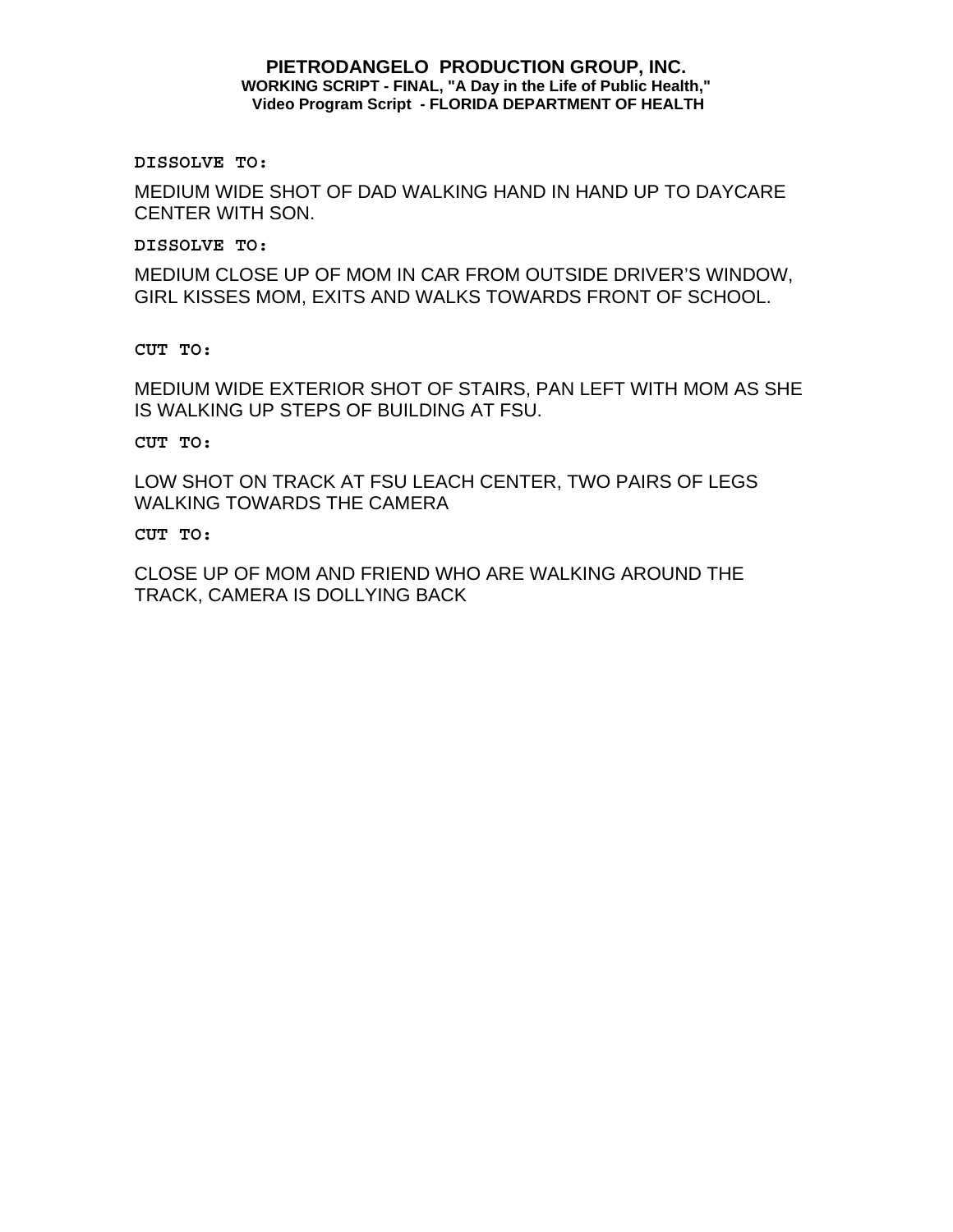DISSOLVE TO:

MEDIUM WIDE SHOT OF DAD WALKING HAND IN HAND UP TO DAYCARE CENTER WITH SON.

DISSOLVE TO:

MEDIUM CLOSE UP OF MOM IN CAR FROM OUTSIDE DRIVER'S WINDOW, GIRL KISSES MOM, EXITS AND WALKS TOWARDS FRONT OF SCHOOL.

CUT TO:

MEDIUM WIDE EXTERIOR SHOT OF STAIRS, PAN LEFT WITH MOM AS SHE IS WALKING UP STEPS OF BUILDING AT FSU.

CUT TO:

LOW SHOT ON TRACK AT FSU LEACH CENTER, TWO PAIRS OF LEGS WALKING TOWARDS THE CAMERA

CUT TO:

CLOSE UP OF MOM AND FRIEND WHO ARE WALKING AROUND THE TRACK, CAMERA IS DOLLYING BACK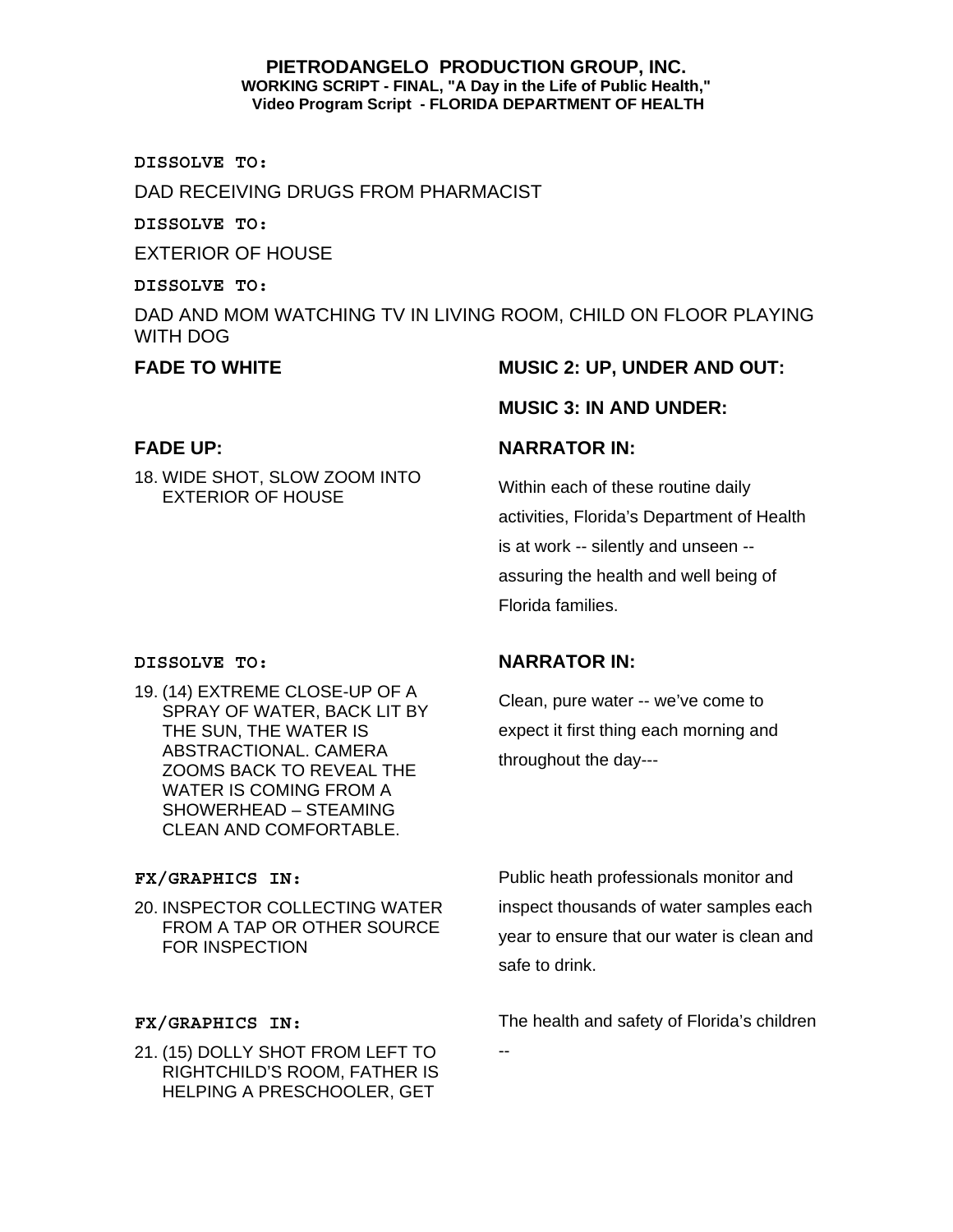**PIETRODANGELO PRODUCTION GROUP, INC.**
**WORKING SCRIPT - FINAL, "A Day in the Life of Public Health,"**
**Video Program Script - FLORIDA DEPARTMENT OF HEALTH**

**DISSOLVE TO:**

DAD RECEIVING DRUGS FROM PHARMACIST

**DISSOLVE TO:**

EXTERIOR OF HOUSE

**DISSOLVE TO:**

DAD AND MOM WATCHING TV IN LIVING ROOM, CHILD ON FLOOR PLAYING WITH DOG

**FADE TO WHITE**

**MUSIC 2: UP, UNDER AND OUT:**

**MUSIC 3: IN AND UNDER:**

**FADE UP:**

18. WIDE SHOT, SLOW ZOOM INTO EXTERIOR OF HOUSE

**NARRATOR IN:**

Within each of these routine daily activities, Florida's Department of Health is at work -- silently and unseen -- assuring the health and well being of Florida families.

**DISSOLVE TO:**

19. (14) EXTREME CLOSE-UP OF A SPRAY OF WATER, BACK LIT BY THE SUN, THE WATER IS ABSTRACTIONAL. CAMERA ZOOMS BACK TO REVEAL THE WATER IS COMING FROM A SHOWERHEAD – STEAMING CLEAN AND COMFORTABLE.

**NARRATOR IN:**

Clean, pure water -- we've come to expect it first thing each morning and throughout the day---

**FX/GRAPHICS IN:**

20. INSPECTOR COLLECTING WATER FROM A TAP OR OTHER SOURCE FOR INSPECTION

Public heath professionals monitor and inspect thousands of water samples each year to ensure that our water is clean and safe to drink.

**FX/GRAPHICS IN:**

21. (15) DOLLY SHOT FROM LEFT TO RIGHTCHILD'S ROOM, FATHER IS HELPING A PRESCHOOLER, GET

The health and safety of Florida's children --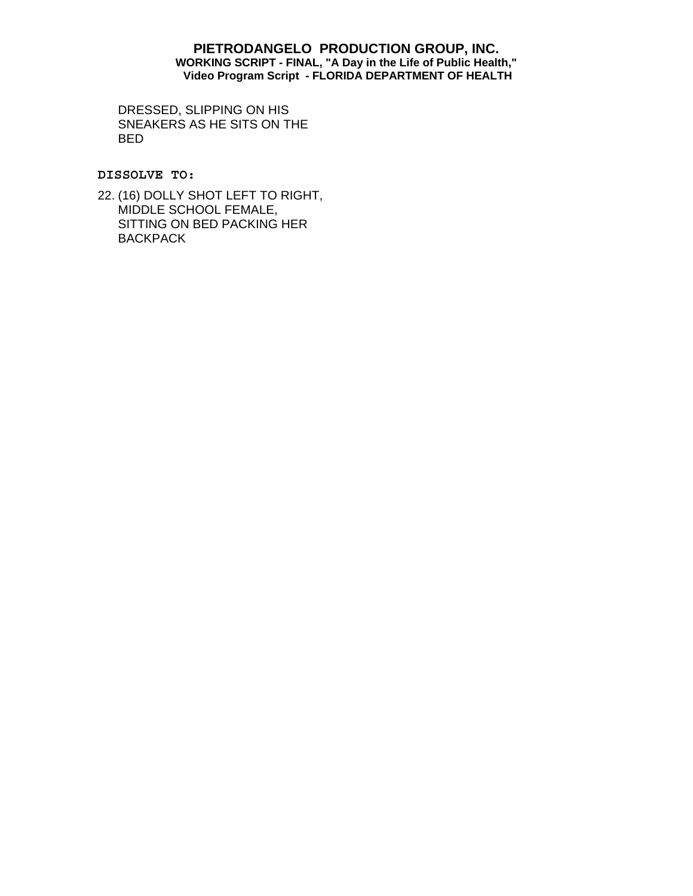DRESSED, SLIPPING ON HIS SNEAKERS AS HE SITS ON THE BED

**DISSOLVE TO:**

22. (16) DOLLY SHOT LEFT TO RIGHT, MIDDLE SCHOOL FEMALE, SITTING ON BED PACKING HER BACKPACK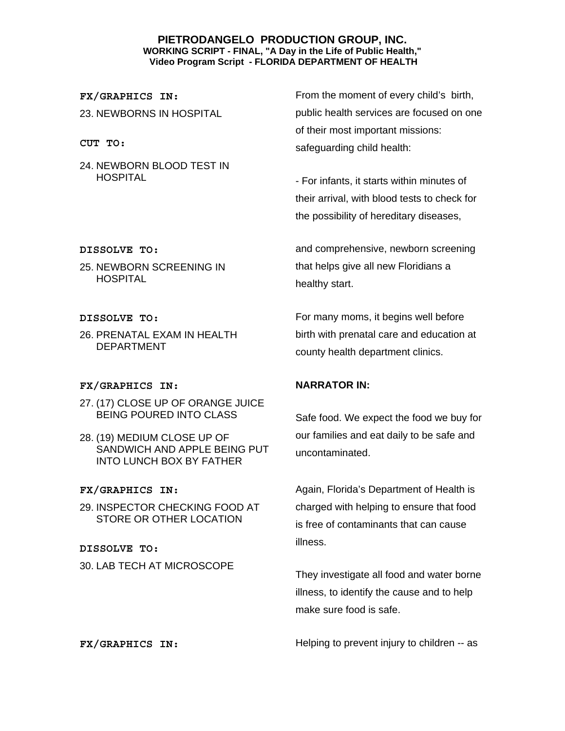**PIETRODANGELO PRODUCTION GROUP, INC.**
**WORKING SCRIPT - FINAL, "A Day in the Life of Public Health,"**
**Video Program Script - FLORIDA DEPARTMENT OF HEALTH**

| | |
|---|---|
| **FX/GRAPHICS IN:**<br>23. NEWBORNS IN HOSPITAL<br>**CUT TO:**<br>24. NEWBORN BLOOD TEST IN HOSPITAL | From the moment of every child's birth, public health services are focused on one of their most important missions: safeguarding child health:<br><br>- For infants, it starts within minutes of their arrival, with blood tests to check for the possibility of hereditary diseases, |
| **DISSOLVE TO:**<br>25. NEWBORN SCREENING IN HOSPITAL | and comprehensive, newborn screening that helps give all new Floridians a healthy start. |
| **DISSOLVE TO:**<br>26. PRENATAL EXAM IN HEALTH DEPARTMENT | For many moms, it begins well before birth with prenatal care and education at county health department clinics. |
| **FX/GRAPHICS IN:**<br>27. (17) CLOSE UP OF ORANGE JUICE BEING POURED INTO CLASS<br>28. (19) MEDIUM CLOSE UP OF SANDWICH AND APPLE BEING PUT INTO LUNCH BOX BY FATHER | **NARRATOR IN:**<br><br>Safe food. We expect the food we buy for our families and eat daily to be safe and uncontaminated. |
| **FX/GRAPHICS IN:**<br>29. INSPECTOR CHECKING FOOD AT STORE OR OTHER LOCATION<br>**DISSOLVE TO:**<br>30. LAB TECH AT MICROSCOPE | Again, Florida's Department of Health is charged with helping to ensure that food is free of contaminants that can cause illness.<br><br>They investigate all food and water borne illness, to identify the cause and to help make sure food is safe. |
| **FX/GRAPHICS IN:** | Helping to prevent injury to children -- as |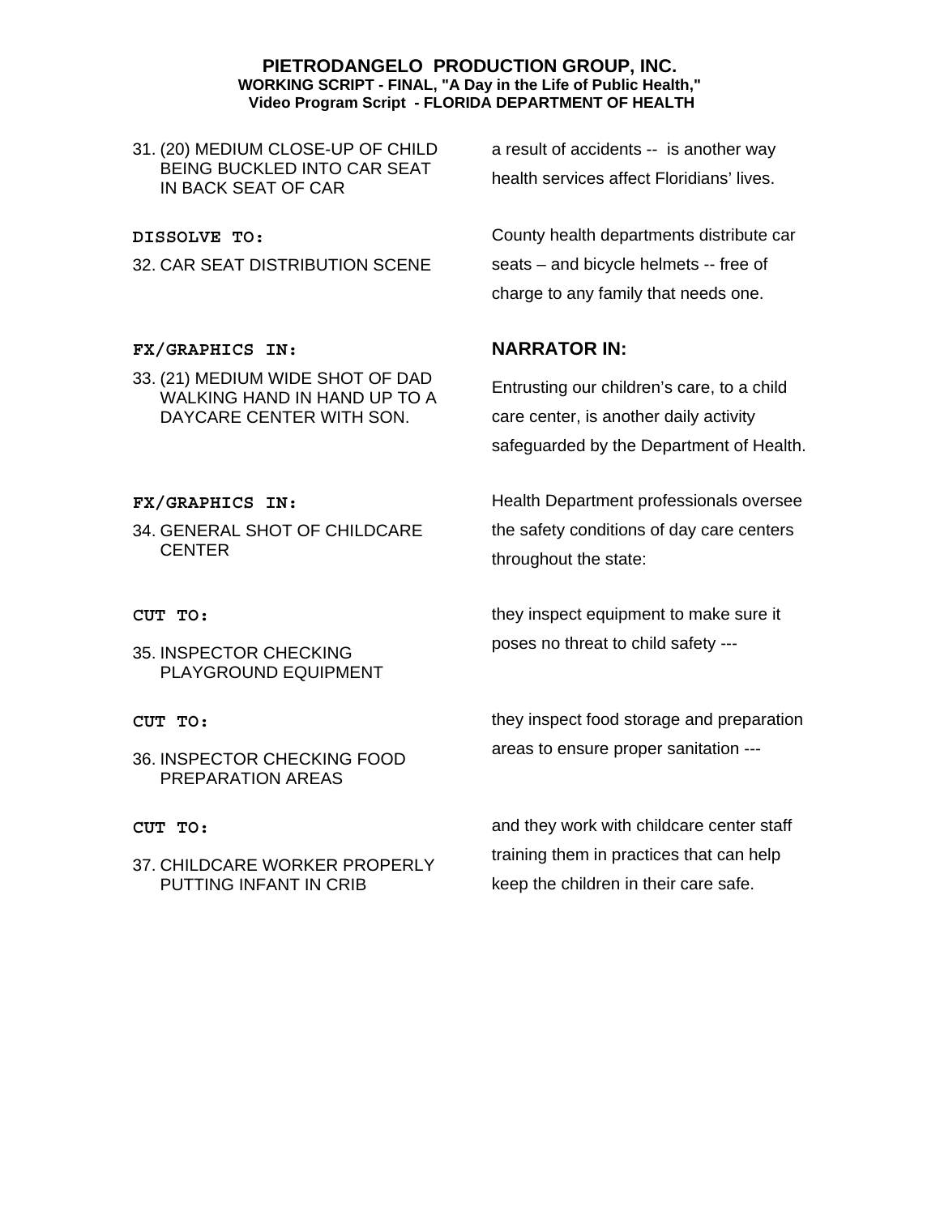| | |
|---|---|
| 31. (20) MEDIUM CLOSE-UP OF CHILD BEING BUCKLED INTO CAR SEAT IN BACK SEAT OF CAR | a result of accidents -- is another way health services affect Floridians' lives. |
| **DISSOLVE TO:**<br>32. CAR SEAT DISTRIBUTION SCENE | County health departments distribute car seats – and bicycle helmets -- free of charge to any family that needs one. |
| **FX/GRAPHICS IN:**<br>33. (21) MEDIUM WIDE SHOT OF DAD WALKING HAND IN HAND UP TO A DAYCARE CENTER WITH SON. | **NARRATOR IN:**<br>Entrusting our children's care, to a child care center, is another daily activity safeguarded by the Department of Health. |
| **FX/GRAPHICS IN:**<br>34. GENERAL SHOT OF CHILDCARE CENTER | Health Department professionals oversee the safety conditions of day care centers throughout the state: |
| **CUT TO:**<br>35. INSPECTOR CHECKING PLAYGROUND EQUIPMENT | they inspect equipment to make sure it poses no threat to child safety --- |
| **CUT TO:**<br>36. INSPECTOR CHECKING FOOD PREPARATION AREAS | they inspect food storage and preparation areas to ensure proper sanitation --- |
| **CUT TO:**<br>37. CHILDCARE WORKER PROPERLY PUTTING INFANT IN CRIB | and they work with childcare center staff training them in practices that can help keep the children in their care safe. |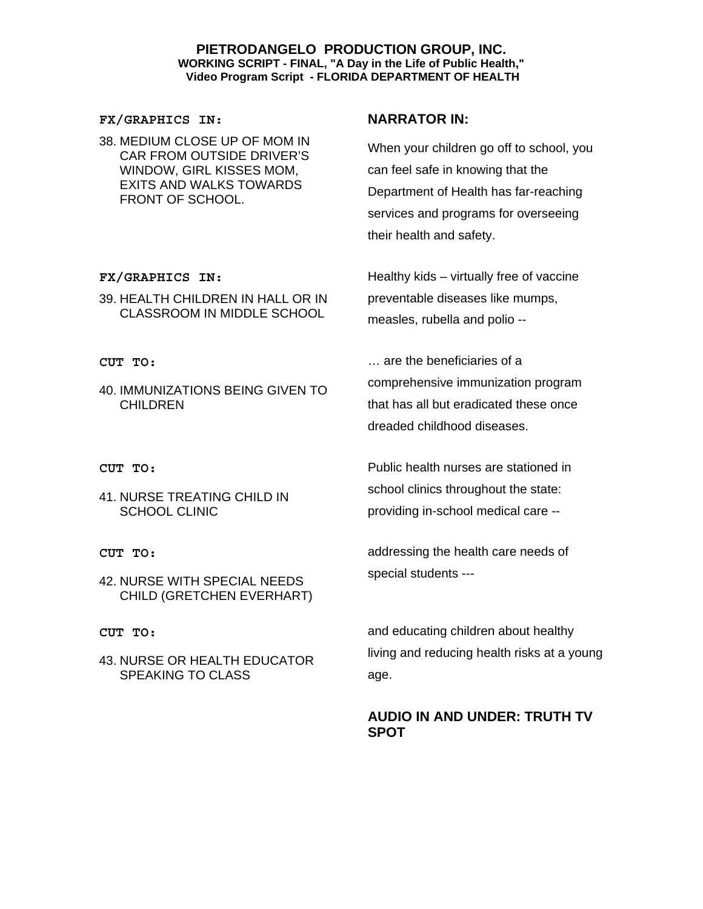**PIETRODANGELO PRODUCTION GROUP, INC.**
**WORKING SCRIPT - FINAL, "A Day in the Life of Public Health,"**
**Video Program Script - FLORIDA DEPARTMENT OF HEALTH**

| FX/GRAPHICS IN: | NARRATOR IN: |
|---|---|
| 38. MEDIUM CLOSE UP OF MOM IN CAR FROM OUTSIDE DRIVER'S WINDOW, GIRL KISSES MOM, EXITS AND WALKS TOWARDS FRONT OF SCHOOL. | When your children go off to school, you can feel safe in knowing that the Department of Health has far-reaching services and programs for overseeing their health and safety. |
| **FX/GRAPHICS IN:** 39. HEALTH CHILDREN IN HALL OR IN CLASSROOM IN MIDDLE SCHOOL | Healthy kids – virtually free of vaccine preventable diseases like mumps, measles, rubella and polio -- |
| **CUT TO:** 40. IMMUNIZATIONS BEING GIVEN TO CHILDREN | … are the beneficiaries of a comprehensive immunization program that has all but eradicated these once dreaded childhood diseases. |
| **CUT TO:** 41. NURSE TREATING CHILD IN SCHOOL CLINIC | Public health nurses are stationed in school clinics throughout the state: providing in-school medical care -- |
| **CUT TO:** 42. NURSE WITH SPECIAL NEEDS CHILD (GRETCHEN EVERHART) | addressing the health care needs of special students --- |
| **CUT TO:** 43. NURSE OR HEALTH EDUCATOR SPEAKING TO CLASS | and educating children about healthy living and reducing health risks at a young age. |
| | **AUDIO IN AND UNDER: TRUTH TV SPOT** |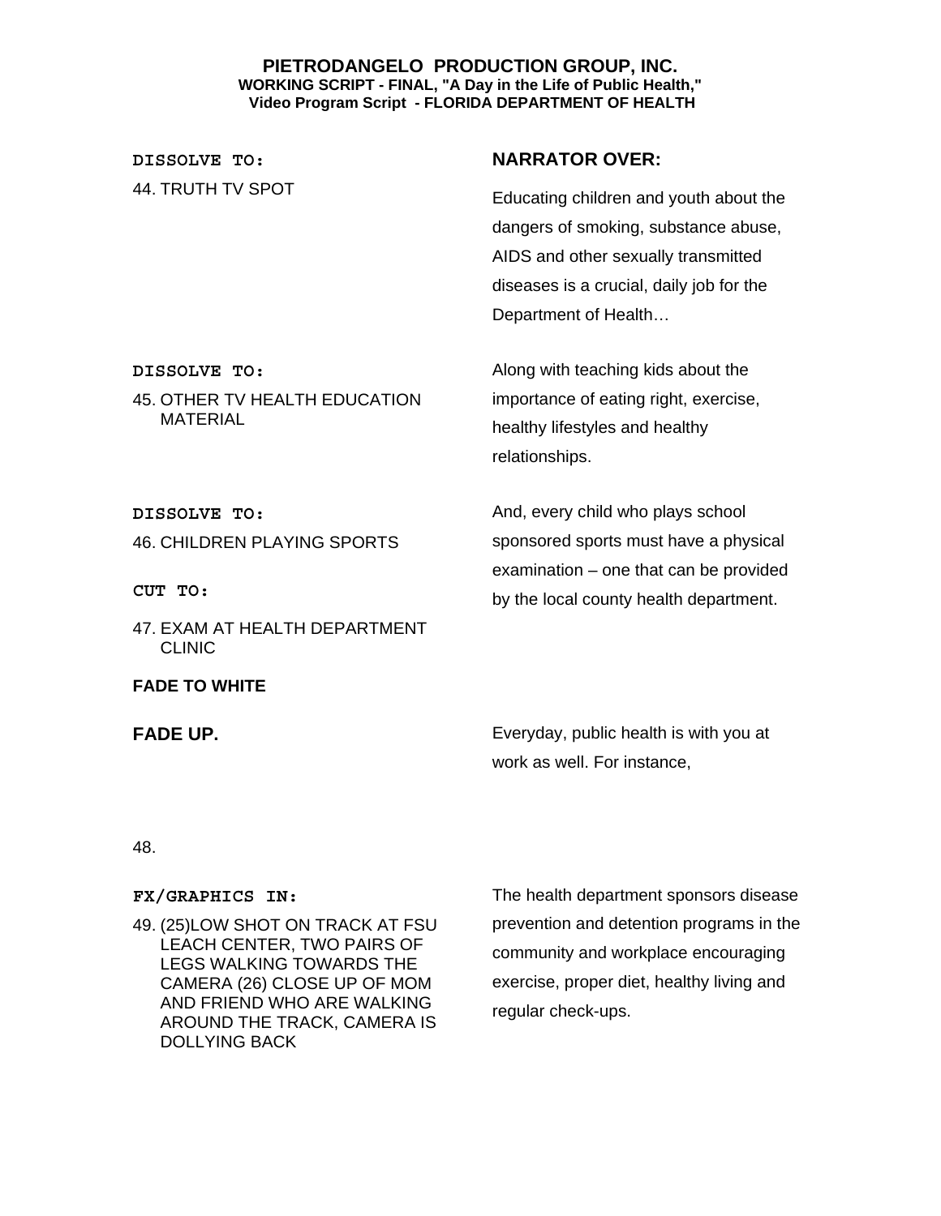**PIETRODANGELO PRODUCTION GROUP, INC.**
**WORKING SCRIPT - FINAL, "A Day in the Life of Public Health,"**
**Video Program Script - FLORIDA DEPARTMENT OF HEALTH**

| | **NARRATOR OVER:** |
|---|---|
| **DISSOLVE TO:**<br>44. TRUTH TV SPOT | Educating children and youth about the dangers of smoking, substance abuse, AIDS and other sexually transmitted diseases is a crucial, daily job for the Department of Health… |
| **DISSOLVE TO:**<br>45. OTHER TV HEALTH EDUCATION MATERIAL | Along with teaching kids about the importance of eating right, exercise, healthy lifestyles and healthy relationships. |
| **DISSOLVE TO:**<br>46. CHILDREN PLAYING SPORTS<br>**CUT TO:**<br>47. EXAM AT HEALTH DEPARTMENT CLINIC<br>**FADE TO WHITE** | And, every child who plays school sponsored sports must have a physical examination – one that can be provided by the local county health department. |
| **FADE UP.** | Everyday, public health is with you at work as well. For instance, |
| 48. | |
| **FX/GRAPHICS IN:**<br>49. (25)LOW SHOT ON TRACK AT FSU LEACH CENTER, TWO PAIRS OF LEGS WALKING TOWARDS THE CAMERA (26) CLOSE UP OF MOM AND FRIEND WHO ARE WALKING AROUND THE TRACK, CAMERA IS DOLLYING BACK | The health department sponsors disease prevention and detention programs in the community and workplace encouraging exercise, proper diet, healthy living and regular check-ups. |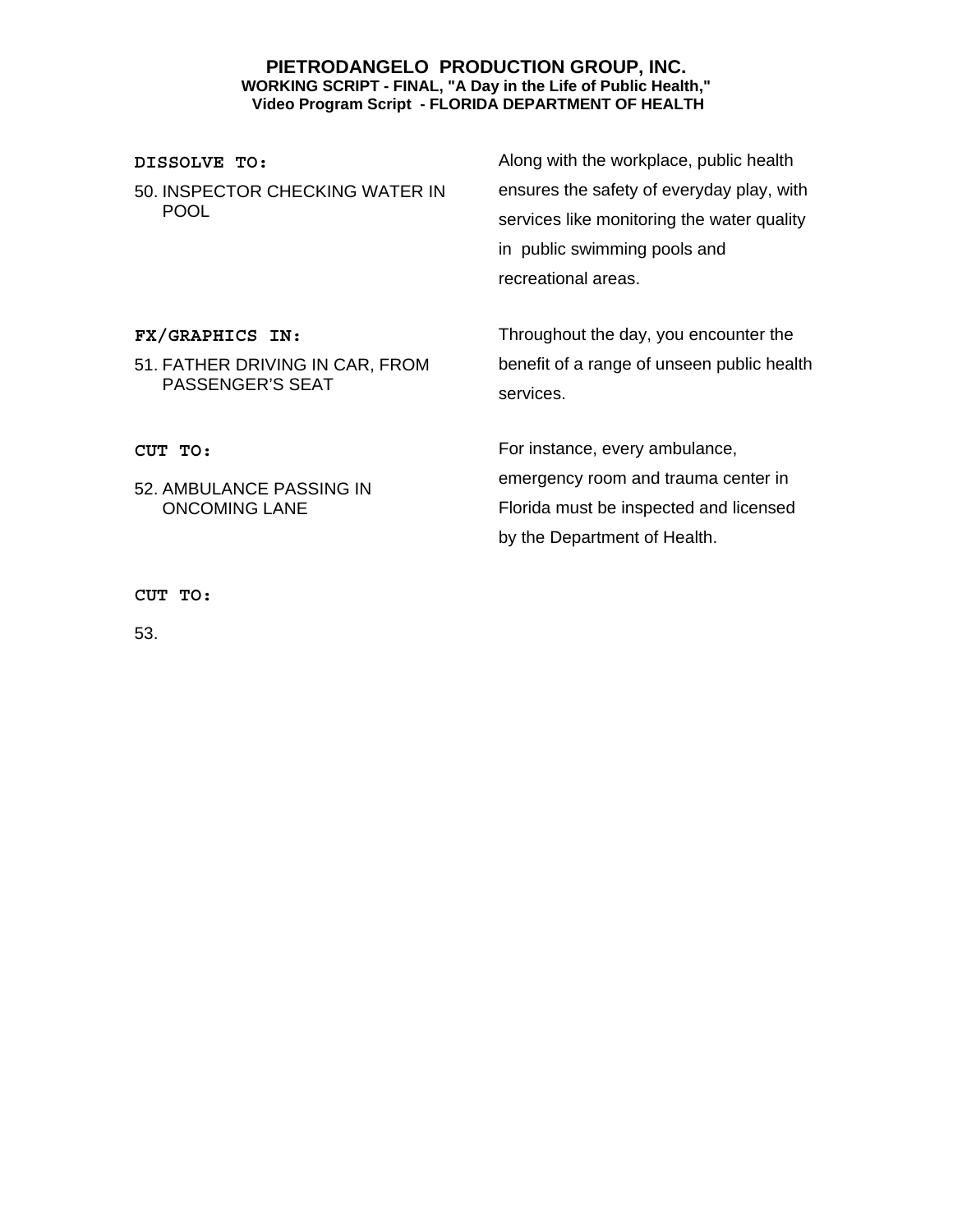| | |
|---|---|
| **DISSOLVE TO:**<br><br>50. INSPECTOR CHECKING WATER IN POOL | Along with the workplace, public health ensures the safety of everyday play, with services like monitoring the water quality in public swimming pools and recreational areas. |
| **FX/GRAPHICS IN:**<br><br>51. FATHER DRIVING IN CAR, FROM PASSENGER'S SEAT | Throughout the day, you encounter the benefit of a range of unseen public health services. |
| **CUT TO:**<br><br>52. AMBULANCE PASSING IN ONCOMING LANE | For instance, every ambulance, emergency room and trauma center in Florida must be inspected and licensed by the Department of Health. |
| **CUT TO:**<br><br>53. | |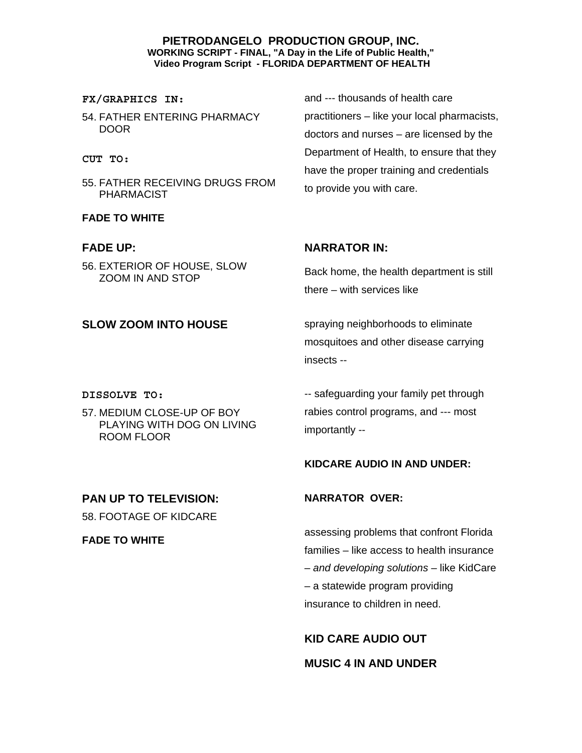**PIETRODANGELO PRODUCTION GROUP, INC.**
**WORKING SCRIPT - FINAL, "A Day in the Life of Public Health,"**
**Video Program Script - FLORIDA DEPARTMENT OF HEALTH**

| | |
|---|---|
| **FX/GRAPHICS IN:**<br>54. FATHER ENTERING PHARMACY DOOR<br>**CUT TO:**<br>55. FATHER RECEIVING DRUGS FROM PHARMACIST<br>**FADE TO WHITE** | and --- thousands of health care practitioners – like your local pharmacists, doctors and nurses – are licensed by the Department of Health, to ensure that they have the proper training and credentials to provide you with care. |
| **FADE UP:**<br>56. EXTERIOR OF HOUSE, SLOW ZOOM IN AND STOP | **NARRATOR IN:**<br>Back home, the health department is still there – with services like |
| **SLOW ZOOM INTO HOUSE** | spraying neighborhoods to eliminate mosquitoes and other disease carrying insects -- |
| **DISSOLVE TO:**<br>57. MEDIUM CLOSE-UP OF BOY PLAYING WITH DOG ON LIVING ROOM FLOOR | -- safeguarding your family pet through rabies control programs, and --- most importantly --<br>**KIDCARE AUDIO IN AND UNDER:** |
| **PAN UP TO TELEVISION:**<br>58. FOOTAGE OF KIDCARE<br>**FADE TO WHITE** | **NARRATOR OVER:**<br>assessing problems that confront Florida families – like access to health insurance – *and developing solutions* – like KidCare – a statewide program providing insurance to children in need.<br>**KID CARE AUDIO OUT**<br>**MUSIC 4 IN AND UNDER** |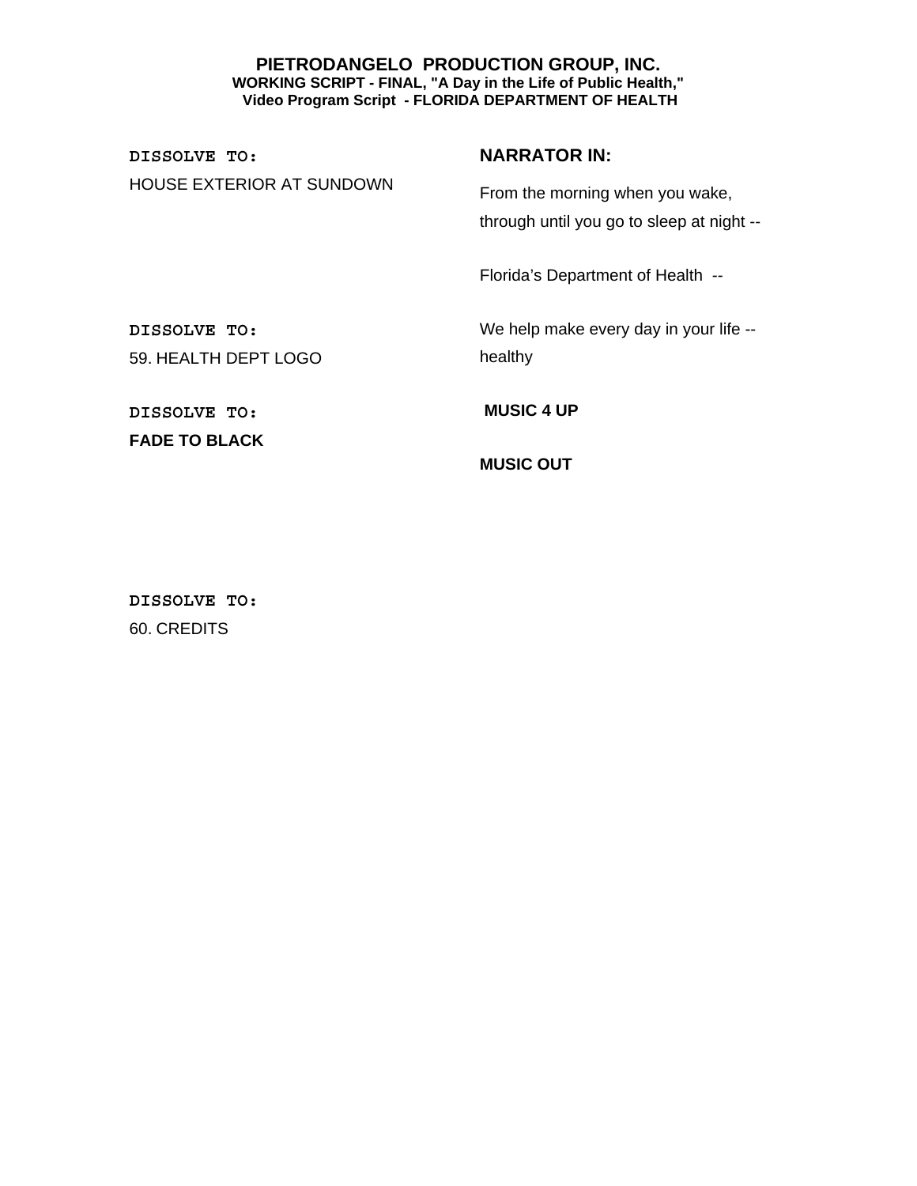| | |
|---|---|
| **DISSOLVE TO:**<br>HOUSE EXTERIOR AT SUNDOWN | **NARRATOR IN:**<br>From the morning when you wake, through until you go to sleep at night --<br><br>Florida's Department of Health -- |
| **DISSOLVE TO:**<br>59. HEALTH DEPT LOGO | We help make every day in your life -- healthy |
| **DISSOLVE TO:**<br>**FADE TO BLACK** | **MUSIC 4 UP**<br><br>**MUSIC OUT** |
| **DISSOLVE TO:**<br>60. CREDITS | |